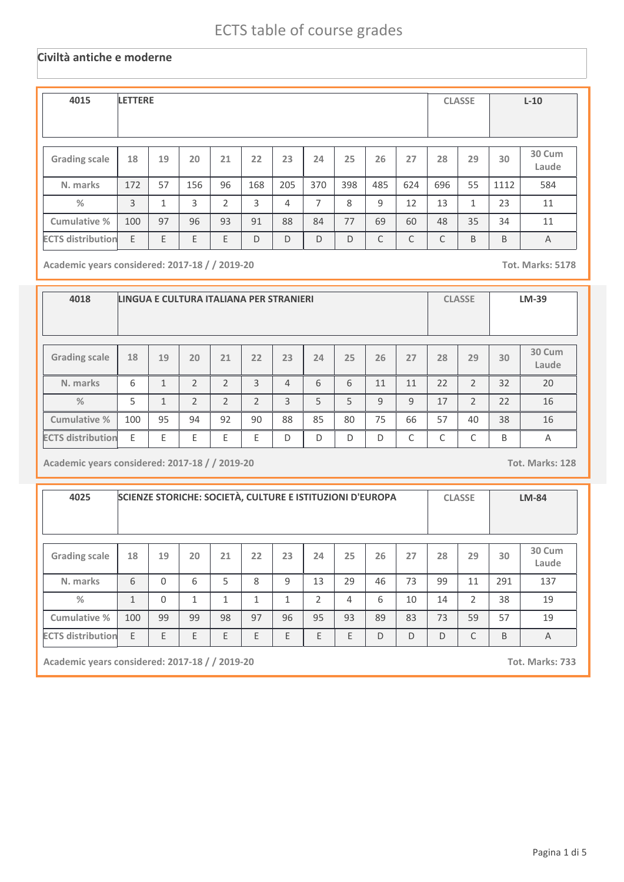# ECTS table of course grades

## Civiltà antiche e moderne

| 4015 | LETTERE | CLASSE | L-10 |
|---|---|---|---|

| Grading scale | 18 | 19 | 20 | 21 | 22 | 23 | 24 | 25 | 26 | 27 | 28 | 29 | 30 | 30 Cum Laude |
|---|---|---|---|---|---|---|---|---|---|---|---|---|---|---|
| N. marks | 172 | 57 | 156 | 96 | 168 | 205 | 370 | 398 | 485 | 624 | 696 | 55 | 1112 | 584 |
| % | 3 | 1 | 3 | 2 | 3 | 4 | 7 | 8 | 9 | 12 | 13 | 1 | 23 | 11 |
| Cumulative % | 100 | 97 | 96 | 93 | 91 | 88 | 84 | 77 | 69 | 60 | 48 | 35 | 34 | 11 |
| ECTS distribution | E | E | E | E | D | D | D | D | C | C | C | B | B | A |

Academic years considered: 2017-18 / / 2019-20 — Tot. Marks: 5178

| 4018 | LINGUA E CULTURA ITALIANA PER STRANIERI | CLASSE | LM-39 |
|---|---|---|---|

| Grading scale | 18 | 19 | 20 | 21 | 22 | 23 | 24 | 25 | 26 | 27 | 28 | 29 | 30 | 30 Cum Laude |
|---|---|---|---|---|---|---|---|---|---|---|---|---|---|---|
| N. marks | 6 | 1 | 2 | 2 | 3 | 4 | 6 | 6 | 11 | 11 | 22 | 2 | 32 | 20 |
| % | 5 | 1 | 2 | 2 | 2 | 3 | 5 | 5 | 9 | 9 | 17 | 2 | 22 | 16 |
| Cumulative % | 100 | 95 | 94 | 92 | 90 | 88 | 85 | 80 | 75 | 66 | 57 | 40 | 38 | 16 |
| ECTS distribution | E | E | E | E | E | D | D | D | D | C | C | C | B | A |

Academic years considered: 2017-18 / / 2019-20 — Tot. Marks: 128

| 4025 | SCIENZE STORICHE: SOCIETÀ, CULTURE E ISTITUZIONI D'EUROPA | CLASSE | LM-84 |
|---|---|---|---|

| Grading scale | 18 | 19 | 20 | 21 | 22 | 23 | 24 | 25 | 26 | 27 | 28 | 29 | 30 | 30 Cum Laude |
|---|---|---|---|---|---|---|---|---|---|---|---|---|---|---|
| N. marks | 6 | 0 | 6 | 5 | 8 | 9 | 13 | 29 | 46 | 73 | 99 | 11 | 291 | 137 |
| % | 1 | 0 | 1 | 1 | 1 | 1 | 2 | 4 | 6 | 10 | 14 | 2 | 38 | 19 |
| Cumulative % | 100 | 99 | 99 | 98 | 97 | 96 | 95 | 93 | 89 | 83 | 73 | 59 | 57 | 19 |
| ECTS distribution | E | E | E | E | E | E | E | E | D | D | D | C | B | A |

Academic years considered: 2017-18 / / 2019-20 — Tot. Marks: 733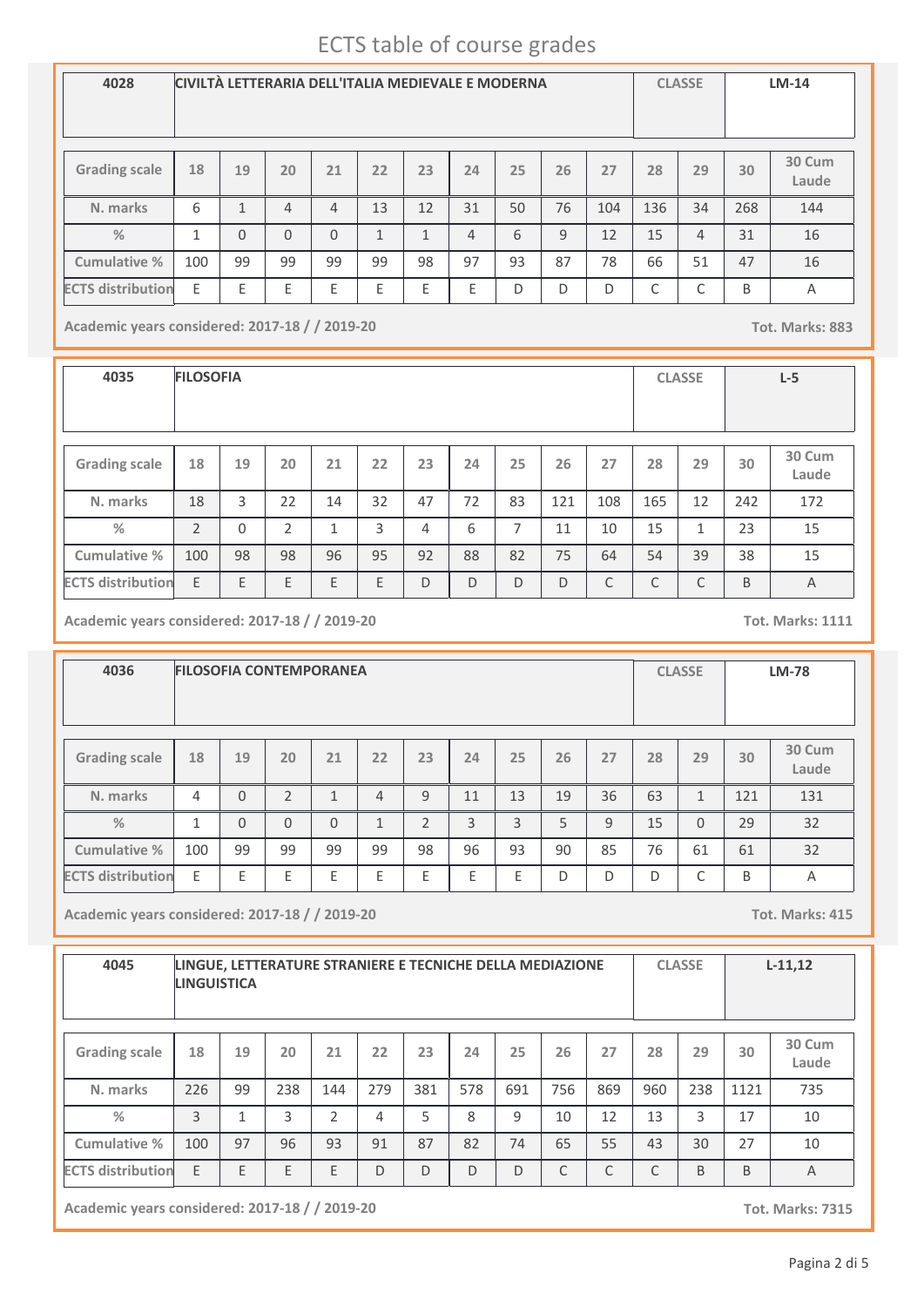# ECTS table of course grades

| 4028 | CIVILTÀ LETTERARIA DELL'ITALIA MEDIEVALE E MODERNA | | | | | | | | | | | CLASSE | LM-14 |
|---|---|---|---|---|---|---|---|---|---|---|---|---|---|
| **Grading scale** | 18 | 19 | 20 | 21 | 22 | 23 | 24 | 25 | 26 | 27 | 28 | 29 | 30 | 30 Cum Laude |
| **N. marks** | 6 | 1 | 4 | 4 | 13 | 12 | 31 | 50 | 76 | 104 | 136 | 34 | 268 | 144 |
| **%** | 1 | 0 | 0 | 0 | 1 | 1 | 4 | 6 | 9 | 12 | 15 | 4 | 31 | 16 |
| **Cumulative %** | 100 | 99 | 99 | 99 | 99 | 98 | 97 | 93 | 87 | 78 | 66 | 51 | 47 | 16 |
| **ECTS distribution** | E | E | E | E | E | E | E | D | D | D | C | C | B | A |

**Academic years considered: 2017-18 / / 2019-20** — **Tot. Marks: 883**

| 4035 | FILOSOFIA | | | | | | | | | | | CLASSE | L-5 |
|---|---|---|---|---|---|---|---|---|---|---|---|---|---|
| **Grading scale** | 18 | 19 | 20 | 21 | 22 | 23 | 24 | 25 | 26 | 27 | 28 | 29 | 30 | 30 Cum Laude |
| **N. marks** | 18 | 3 | 22 | 14 | 32 | 47 | 72 | 83 | 121 | 108 | 165 | 12 | 242 | 172 |
| **%** | 2 | 0 | 2 | 1 | 3 | 4 | 6 | 7 | 11 | 10 | 15 | 1 | 23 | 15 |
| **Cumulative %** | 100 | 98 | 98 | 96 | 95 | 92 | 88 | 82 | 75 | 64 | 54 | 39 | 38 | 15 |
| **ECTS distribution** | E | E | E | E | E | D | D | D | D | C | C | C | B | A |

**Academic years considered: 2017-18 / / 2019-20** — **Tot. Marks: 1111**

| 4036 | FILOSOFIA CONTEMPORANEA | | | | | | | | | | | CLASSE | LM-78 |
|---|---|---|---|---|---|---|---|---|---|---|---|---|---|
| **Grading scale** | 18 | 19 | 20 | 21 | 22 | 23 | 24 | 25 | 26 | 27 | 28 | 29 | 30 | 30 Cum Laude |
| **N. marks** | 4 | 0 | 2 | 1 | 4 | 9 | 11 | 13 | 19 | 36 | 63 | 1 | 121 | 131 |
| **%** | 1 | 0 | 0 | 0 | 1 | 2 | 3 | 3 | 5 | 9 | 15 | 0 | 29 | 32 |
| **Cumulative %** | 100 | 99 | 99 | 99 | 99 | 98 | 96 | 93 | 90 | 85 | 76 | 61 | 61 | 32 |
| **ECTS distribution** | E | E | E | E | E | E | E | E | D | D | D | C | B | A |

**Academic years considered: 2017-18 / / 2019-20** — **Tot. Marks: 415**

| 4045 | LINGUE, LETTERATURE STRANIERE E TECNICHE DELLA MEDIAZIONE LINGUISTICA | | | | | | | | | | | CLASSE | L-11,12 |
|---|---|---|---|---|---|---|---|---|---|---|---|---|---|
| **Grading scale** | 18 | 19 | 20 | 21 | 22 | 23 | 24 | 25 | 26 | 27 | 28 | 29 | 30 | 30 Cum Laude |
| **N. marks** | 226 | 99 | 238 | 144 | 279 | 381 | 578 | 691 | 756 | 869 | 960 | 238 | 1121 | 735 |
| **%** | 3 | 1 | 3 | 2 | 4 | 5 | 8 | 9 | 10 | 12 | 13 | 3 | 17 | 10 |
| **Cumulative %** | 100 | 97 | 96 | 93 | 91 | 87 | 82 | 74 | 65 | 55 | 43 | 30 | 27 | 10 |
| **ECTS distribution** | E | E | E | E | D | D | D | D | C | C | C | B | B | A |

**Academic years considered: 2017-18 / / 2019-20** — **Tot. Marks: 7315**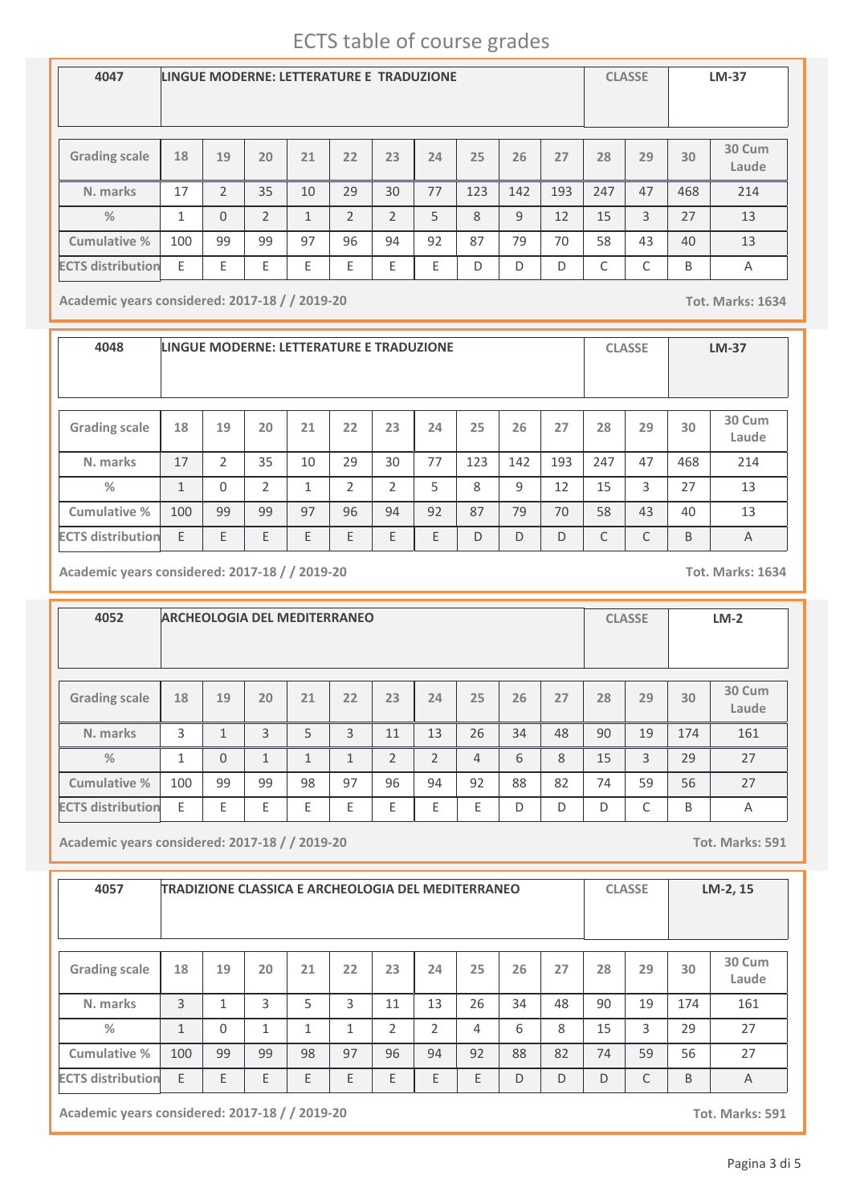# ECTS table of course grades

| 4047 | LINGUE MODERNE: LETTERATURE E TRADUZIONE | CLASSE | LM-37 |
|---|---|---|---|

| Grading scale | 18 | 19 | 20 | 21 | 22 | 23 | 24 | 25 | 26 | 27 | 28 | 29 | 30 | 30 Cum Laude |
|---|---|---|---|---|---|---|---|---|---|---|---|---|---|---|
| N. marks | 17 | 2 | 35 | 10 | 29 | 30 | 77 | 123 | 142 | 193 | 247 | 47 | 468 | 214 |
| % | 1 | 0 | 2 | 1 | 2 | 2 | 5 | 8 | 9 | 12 | 15 | 3 | 27 | 13 |
| Cumulative % | 100 | 99 | 99 | 97 | 96 | 94 | 92 | 87 | 79 | 70 | 58 | 43 | 40 | 13 |
| ECTS distribution | E | E | E | E | E | E | E | D | D | D | C | C | B | A |

**Academic years considered: 2017-18 / / 2019-20** **Tot. Marks: 1634**

| 4048 | LINGUE MODERNE: LETTERATURE E TRADUZIONE | CLASSE | LM-37 |
|---|---|---|---|

| Grading scale | 18 | 19 | 20 | 21 | 22 | 23 | 24 | 25 | 26 | 27 | 28 | 29 | 30 | 30 Cum Laude |
|---|---|---|---|---|---|---|---|---|---|---|---|---|---|---|
| N. marks | 17 | 2 | 35 | 10 | 29 | 30 | 77 | 123 | 142 | 193 | 247 | 47 | 468 | 214 |
| % | 1 | 0 | 2 | 1 | 2 | 2 | 5 | 8 | 9 | 12 | 15 | 3 | 27 | 13 |
| Cumulative % | 100 | 99 | 99 | 97 | 96 | 94 | 92 | 87 | 79 | 70 | 58 | 43 | 40 | 13 |
| ECTS distribution | E | E | E | E | E | E | E | D | D | D | C | C | B | A |

**Academic years considered: 2017-18 / / 2019-20** **Tot. Marks: 1634**

| 4052 | ARCHEOLOGIA DEL MEDITERRANEO | CLASSE | LM-2 |
|---|---|---|---|

| Grading scale | 18 | 19 | 20 | 21 | 22 | 23 | 24 | 25 | 26 | 27 | 28 | 29 | 30 | 30 Cum Laude |
|---|---|---|---|---|---|---|---|---|---|---|---|---|---|---|
| N. marks | 3 | 1 | 3 | 5 | 3 | 11 | 13 | 26 | 34 | 48 | 90 | 19 | 174 | 161 |
| % | 1 | 0 | 1 | 1 | 1 | 2 | 2 | 4 | 6 | 8 | 15 | 3 | 29 | 27 |
| Cumulative % | 100 | 99 | 99 | 98 | 97 | 96 | 94 | 92 | 88 | 82 | 74 | 59 | 56 | 27 |
| ECTS distribution | E | E | E | E | E | E | E | E | D | D | D | C | B | A |

**Academic years considered: 2017-18 / / 2019-20** **Tot. Marks: 591**

| 4057 | TRADIZIONE CLASSICA E ARCHEOLOGIA DEL MEDITERRANEO | CLASSE | LM-2, 15 |
|---|---|---|---|

| Grading scale | 18 | 19 | 20 | 21 | 22 | 23 | 24 | 25 | 26 | 27 | 28 | 29 | 30 | 30 Cum Laude |
|---|---|---|---|---|---|---|---|---|---|---|---|---|---|---|
| N. marks | 3 | 1 | 3 | 5 | 3 | 11 | 13 | 26 | 34 | 48 | 90 | 19 | 174 | 161 |
| % | 1 | 0 | 1 | 1 | 1 | 2 | 2 | 4 | 6 | 8 | 15 | 3 | 29 | 27 |
| Cumulative % | 100 | 99 | 99 | 98 | 97 | 96 | 94 | 92 | 88 | 82 | 74 | 59 | 56 | 27 |
| ECTS distribution | E | E | E | E | E | E | E | E | D | D | D | C | B | A |

**Academic years considered: 2017-18 / / 2019-20** **Tot. Marks: 591**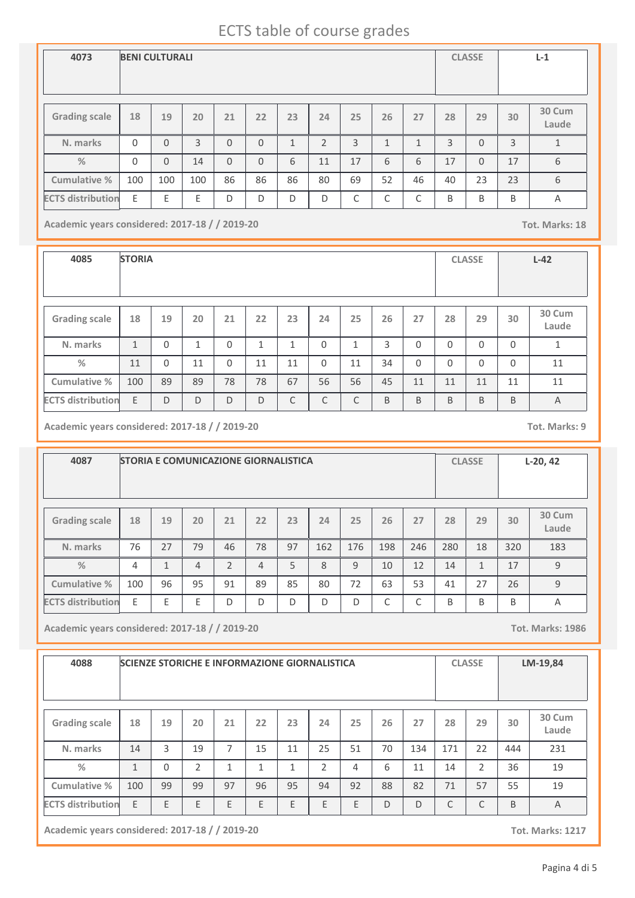# ECTS table of course grades

| 4073 | BENI CULTURALI | CLASSE | L-1 |
|---|---|---|---|

| Grading scale | 18 | 19 | 20 | 21 | 22 | 23 | 24 | 25 | 26 | 27 | 28 | 29 | 30 | 30 Cum Laude |
|---|---|---|---|---|---|---|---|---|---|---|---|---|---|---|
| N. marks | 0 | 0 | 3 | 0 | 0 | 1 | 2 | 3 | 1 | 1 | 3 | 0 | 3 | 1 |
| % | 0 | 0 | 14 | 0 | 0 | 6 | 11 | 17 | 6 | 6 | 17 | 0 | 17 | 6 |
| Cumulative % | 100 | 100 | 100 | 86 | 86 | 86 | 80 | 69 | 52 | 46 | 40 | 23 | 23 | 6 |
| ECTS distribution | E | E | E | D | D | D | D | C | C | C | B | B | B | A |

**Academic years considered: 2017-18 / / 2019-20** **Tot. Marks: 18**

| 4085 | STORIA | CLASSE | L-42 |
|---|---|---|---|

| Grading scale | 18 | 19 | 20 | 21 | 22 | 23 | 24 | 25 | 26 | 27 | 28 | 29 | 30 | 30 Cum Laude |
|---|---|---|---|---|---|---|---|---|---|---|---|---|---|---|
| N. marks | 1 | 0 | 1 | 0 | 1 | 1 | 0 | 1 | 3 | 0 | 0 | 0 | 0 | 1 |
| % | 11 | 0 | 11 | 0 | 11 | 11 | 0 | 11 | 34 | 0 | 0 | 0 | 0 | 11 |
| Cumulative % | 100 | 89 | 89 | 78 | 78 | 67 | 56 | 56 | 45 | 11 | 11 | 11 | 11 | 11 |
| ECTS distribution | E | D | D | D | D | C | C | C | B | B | B | B | B | A |

**Academic years considered: 2017-18 / / 2019-20** **Tot. Marks: 9**

| 4087 | STORIA E COMUNICAZIONE GIORNALISTICA | CLASSE | L-20, 42 |
|---|---|---|---|

| Grading scale | 18 | 19 | 20 | 21 | 22 | 23 | 24 | 25 | 26 | 27 | 28 | 29 | 30 | 30 Cum Laude |
|---|---|---|---|---|---|---|---|---|---|---|---|---|---|---|
| N. marks | 76 | 27 | 79 | 46 | 78 | 97 | 162 | 176 | 198 | 246 | 280 | 18 | 320 | 183 |
| % | 4 | 1 | 4 | 2 | 4 | 5 | 8 | 9 | 10 | 12 | 14 | 1 | 17 | 9 |
| Cumulative % | 100 | 96 | 95 | 91 | 89 | 85 | 80 | 72 | 63 | 53 | 41 | 27 | 26 | 9 |
| ECTS distribution | E | E | E | D | D | D | D | D | C | C | B | B | B | A |

**Academic years considered: 2017-18 / / 2019-20** **Tot. Marks: 1986**

| 4088 | SCIENZE STORICHE E INFORMAZIONE GIORNALISTICA | CLASSE | LM-19,84 |
|---|---|---|---|

| Grading scale | 18 | 19 | 20 | 21 | 22 | 23 | 24 | 25 | 26 | 27 | 28 | 29 | 30 | 30 Cum Laude |
|---|---|---|---|---|---|---|---|---|---|---|---|---|---|---|
| N. marks | 14 | 3 | 19 | 7 | 15 | 11 | 25 | 51 | 70 | 134 | 171 | 22 | 444 | 231 |
| % | 1 | 0 | 2 | 1 | 1 | 1 | 2 | 4 | 6 | 11 | 14 | 2 | 36 | 19 |
| Cumulative % | 100 | 99 | 99 | 97 | 96 | 95 | 94 | 92 | 88 | 82 | 71 | 57 | 55 | 19 |
| ECTS distribution | E | E | E | E | E | E | E | E | D | D | C | C | B | A |

**Academic years considered: 2017-18 / / 2019-20** **Tot. Marks: 1217**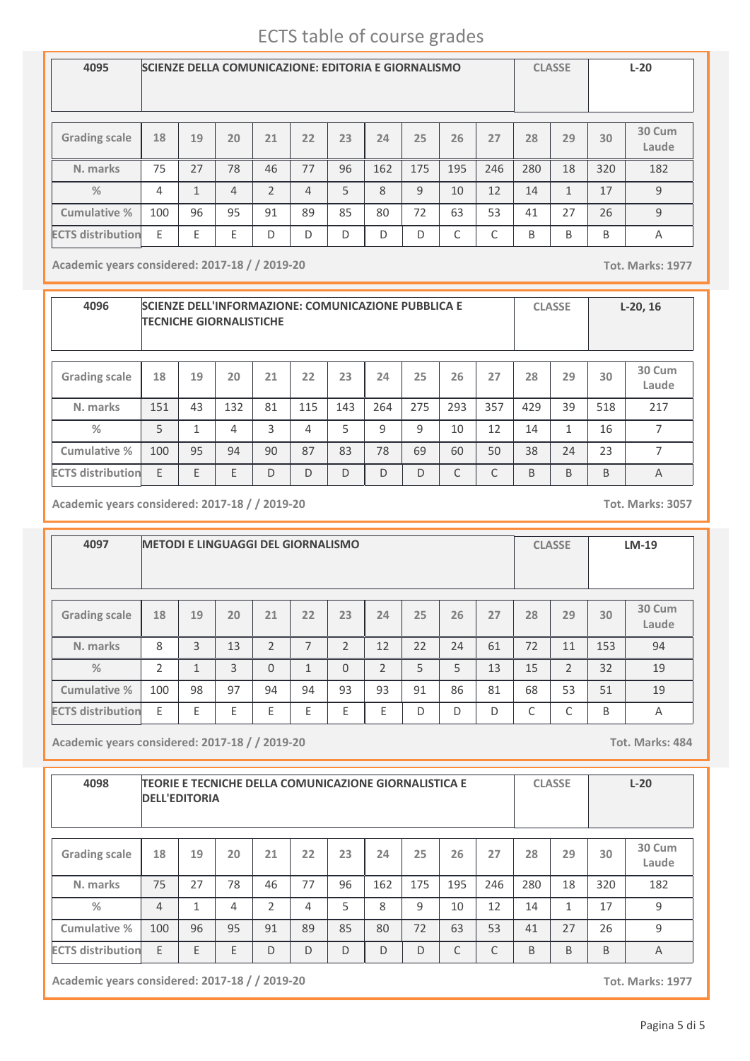# ECTS table of course grades

| 4095 | SCIENZE DELLA COMUNICAZIONE: EDITORIA E GIORNALISMO | CLASSE | L-20 |
|---|---|---|---|

| Grading scale | 18 | 19 | 20 | 21 | 22 | 23 | 24 | 25 | 26 | 27 | 28 | 29 | 30 | 30 Cum Laude |
|---|---|---|---|---|---|---|---|---|---|---|---|---|---|---|
| N. marks | 75 | 27 | 78 | 46 | 77 | 96 | 162 | 175 | 195 | 246 | 280 | 18 | 320 | 182 |
| % | 4 | 1 | 4 | 2 | 4 | 5 | 8 | 9 | 10 | 12 | 14 | 1 | 17 | 9 |
| Cumulative % | 100 | 96 | 95 | 91 | 89 | 85 | 80 | 72 | 63 | 53 | 41 | 27 | 26 | 9 |
| ECTS distribution | E | E | E | D | D | D | D | D | C | C | B | B | B | A |

**Academic years considered: 2017-18 / / 2019-20** **Tot. Marks: 1977**

| 4096 | SCIENZE DELL'INFORMAZIONE: COMUNICAZIONE PUBBLICA E TECNICHE GIORNALISTICHE | CLASSE | L-20, 16 |
|---|---|---|---|

| Grading scale | 18 | 19 | 20 | 21 | 22 | 23 | 24 | 25 | 26 | 27 | 28 | 29 | 30 | 30 Cum Laude |
|---|---|---|---|---|---|---|---|---|---|---|---|---|---|---|
| N. marks | 151 | 43 | 132 | 81 | 115 | 143 | 264 | 275 | 293 | 357 | 429 | 39 | 518 | 217 |
| % | 5 | 1 | 4 | 3 | 4 | 5 | 9 | 9 | 10 | 12 | 14 | 1 | 16 | 7 |
| Cumulative % | 100 | 95 | 94 | 90 | 87 | 83 | 78 | 69 | 60 | 50 | 38 | 24 | 23 | 7 |
| ECTS distribution | E | E | E | D | D | D | D | D | C | C | B | B | B | A |

**Academic years considered: 2017-18 / / 2019-20** **Tot. Marks: 3057**

| 4097 | METODI E LINGUAGGI DEL GIORNALISMO | CLASSE | LM-19 |
|---|---|---|---|

| Grading scale | 18 | 19 | 20 | 21 | 22 | 23 | 24 | 25 | 26 | 27 | 28 | 29 | 30 | 30 Cum Laude |
|---|---|---|---|---|---|---|---|---|---|---|---|---|---|---|
| N. marks | 8 | 3 | 13 | 2 | 7 | 2 | 12 | 22 | 24 | 61 | 72 | 11 | 153 | 94 |
| % | 2 | 1 | 3 | 0 | 1 | 0 | 2 | 5 | 5 | 13 | 15 | 2 | 32 | 19 |
| Cumulative % | 100 | 98 | 97 | 94 | 94 | 93 | 93 | 91 | 86 | 81 | 68 | 53 | 51 | 19 |
| ECTS distribution | E | E | E | E | E | E | E | D | D | D | C | C | B | A |

**Academic years considered: 2017-18 / / 2019-20** **Tot. Marks: 484**

| 4098 | TEORIE E TECNICHE DELLA COMUNICAZIONE GIORNALISTICA E DELL'EDITORIA | CLASSE | L-20 |
|---|---|---|---|

| Grading scale | 18 | 19 | 20 | 21 | 22 | 23 | 24 | 25 | 26 | 27 | 28 | 29 | 30 | 30 Cum Laude |
|---|---|---|---|---|---|---|---|---|---|---|---|---|---|---|
| N. marks | 75 | 27 | 78 | 46 | 77 | 96 | 162 | 175 | 195 | 246 | 280 | 18 | 320 | 182 |
| % | 4 | 1 | 4 | 2 | 4 | 5 | 8 | 9 | 10 | 12 | 14 | 1 | 17 | 9 |
| Cumulative % | 100 | 96 | 95 | 91 | 89 | 85 | 80 | 72 | 63 | 53 | 41 | 27 | 26 | 9 |
| ECTS distribution | E | E | E | D | D | D | D | D | C | C | B | B | B | A |

**Academic years considered: 2017-18 / / 2019-20** **Tot. Marks: 1977**